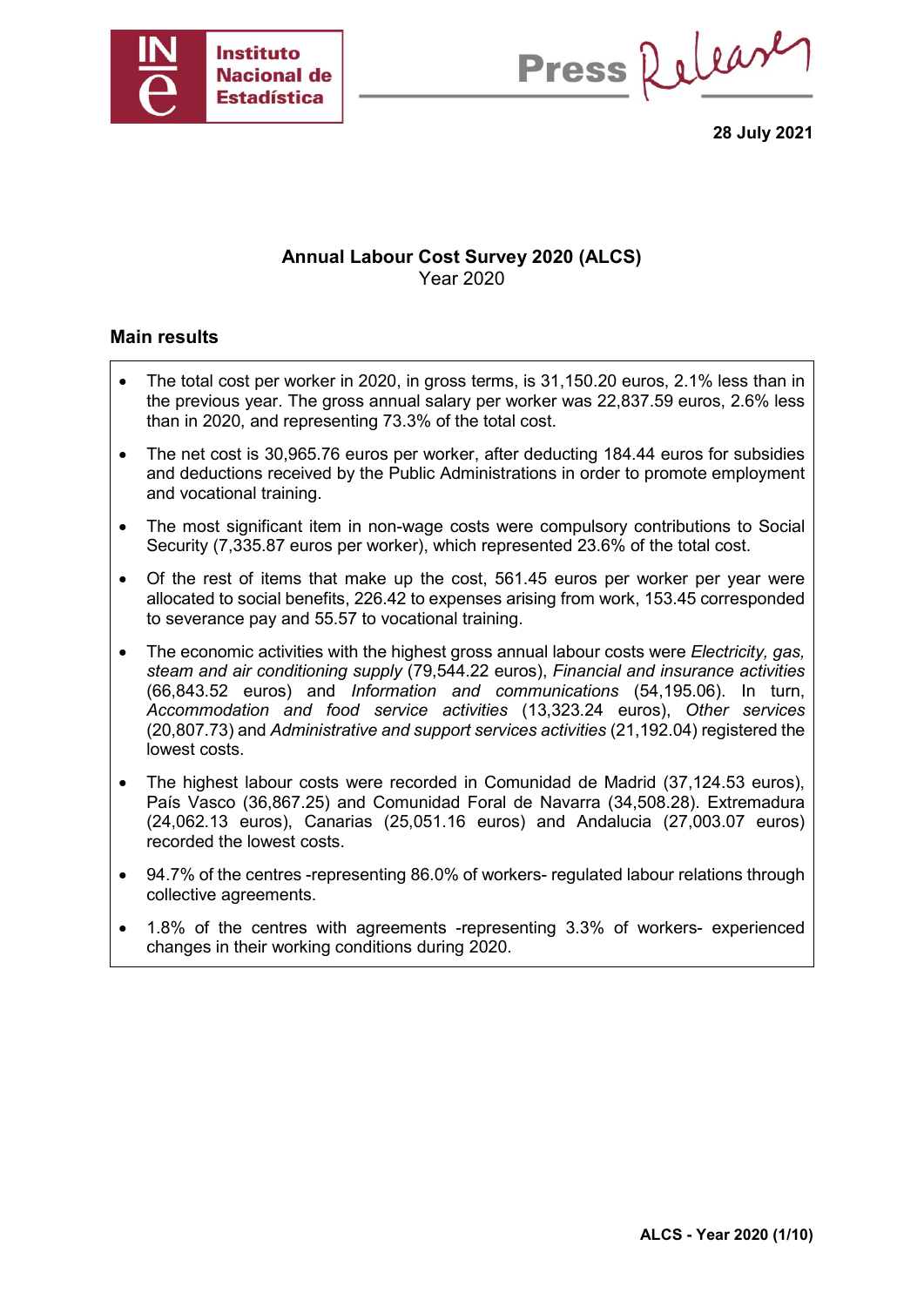Instituto Nacional de Estadística

Press Release

**28 July 2021**

**Annual Labour Cost Survey 2020 (ALCS)**
Year 2020

## Main results

- The total cost per worker in 2020, in gross terms, is 31,150.20 euros, 2.1% less than in the previous year. The gross annual salary per worker was 22,837.59 euros, 2.6% less than in 2020, and representing 73.3% of the total cost.
- The net cost is 30,965.76 euros per worker, after deducting 184.44 euros for subsidies and deductions received by the Public Administrations in order to promote employment and vocational training.
- The most significant item in non-wage costs were compulsory contributions to Social Security (7,335.87 euros per worker), which represented 23.6% of the total cost.
- Of the rest of items that make up the cost, 561.45 euros per worker per year were allocated to social benefits, 226.42 to expenses arising from work, 153.45 corresponded to severance pay and 55.57 to vocational training.
- The economic activities with the highest gross annual labour costs were *Electricity, gas, steam and air conditioning supply* (79,544.22 euros), *Financial and insurance activities* (66,843.52 euros) and *Information and communications* (54,195.06). In turn, *Accommodation and food service activities* (13,323.24 euros), *Other services* (20,807.73) and *Administrative and support services activities* (21,192.04) registered the lowest costs.
- The highest labour costs were recorded in Comunidad de Madrid (37,124.53 euros), País Vasco (36,867.25) and Comunidad Foral de Navarra (34,508.28). Extremadura (24,062.13 euros), Canarias (25,051.16 euros) and Andalucia (27,003.07 euros) recorded the lowest costs.
- 94.7% of the centres -representing 86.0% of workers- regulated labour relations through collective agreements.
- 1.8% of the centres with agreements -representing 3.3% of workers- experienced changes in their working conditions during 2020.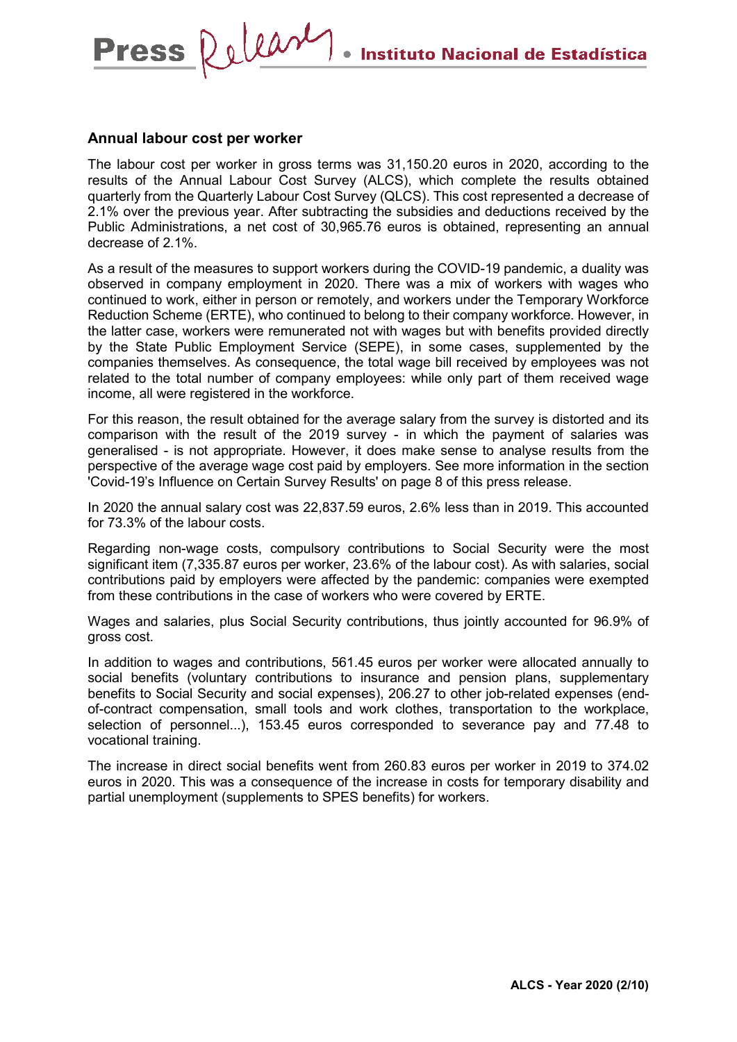## Annual labour cost per worker

The labour cost per worker in gross terms was 31,150.20 euros in 2020, according to the results of the Annual Labour Cost Survey (ALCS), which complete the results obtained quarterly from the Quarterly Labour Cost Survey (QLCS). This cost represented a decrease of 2.1% over the previous year. After subtracting the subsidies and deductions received by the Public Administrations, a net cost of 30,965.76 euros is obtained, representing an annual decrease of 2.1%.

As a result of the measures to support workers during the COVID-19 pandemic, a duality was observed in company employment in 2020. There was a mix of workers with wages who continued to work, either in person or remotely, and workers under the Temporary Workforce Reduction Scheme (ERTE), who continued to belong to their company workforce. However, in the latter case, workers were remunerated not with wages but with benefits provided directly by the State Public Employment Service (SEPE), in some cases, supplemented by the companies themselves. As consequence, the total wage bill received by employees was not related to the total number of company employees: while only part of them received wage income, all were registered in the workforce.

For this reason, the result obtained for the average salary from the survey is distorted and its comparison with the result of the 2019 survey - in which the payment of salaries was generalised - is not appropriate. However, it does make sense to analyse results from the perspective of the average wage cost paid by employers. See more information in the section 'Covid-19's Influence on Certain Survey Results' on page 8 of this press release.

In 2020 the annual salary cost was 22,837.59 euros, 2.6% less than in 2019. This accounted for 73.3% of the labour costs.

Regarding non-wage costs, compulsory contributions to Social Security were the most significant item (7,335.87 euros per worker, 23.6% of the labour cost). As with salaries, social contributions paid by employers were affected by the pandemic: companies were exempted from these contributions in the case of workers who were covered by ERTE.

Wages and salaries, plus Social Security contributions, thus jointly accounted for 96.9% of gross cost.

In addition to wages and contributions, 561.45 euros per worker were allocated annually to social benefits (voluntary contributions to insurance and pension plans, supplementary benefits to Social Security and social expenses), 206.27 to other job-related expenses (end-of-contract compensation, small tools and work clothes, transportation to the workplace, selection of personnel...), 153.45 euros corresponded to severance pay and 77.48 to vocational training.

The increase in direct social benefits went from 260.83 euros per worker in 2019 to 374.02 euros in 2020. This was a consequence of the increase in costs for temporary disability and partial unemployment (supplements to SPES benefits) for workers.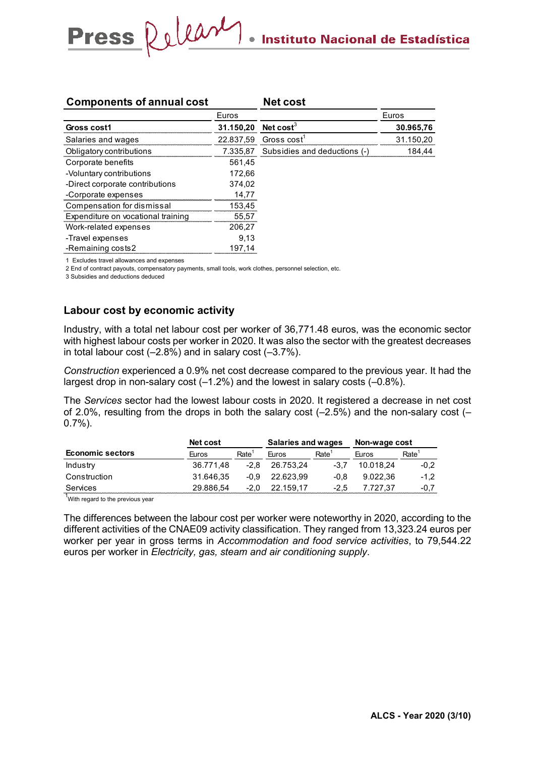## Components of annual cost

| | Euros |
|---|---|
| **Gross cost1** | **31.150,20** |
| Salaries and wages | 22.837,59 |
| Obligatory contributions | 7.335,87 |
| Corporate benefits | 561,45 |
| -Voluntary contributions | 172,66 |
| -Direct corporate contributions | 374,02 |
| -Corporate expenses | 14,77 |
| Compensation for dismissal | 153,45 |
| Expenditure on vocational training | 55,57 |
| Work-related expenses | 206,27 |
| -Travel expenses | 9,13 |
| -Remaining costs2 | 197,14 |

## Net cost

| | Euros |
|---|---|
| **Net cost[3]** | **30.965,76** |
| Gross cost[1] | 31.150,20 |
| Subsidies and deductions (-) | 184,44 |

1 Excludes travel allowances and expenses

2 End of contract payouts, compensatory payments, small tools, work clothes, personnel selection, etc.

3 Subsidies and deductions deduced

## Labour cost by economic activity

Industry, with a total net labour cost per worker of 36,771.48 euros, was the economic sector with highest labour costs per worker in 2020. It was also the sector with the greatest decreases in total labour cost (–2.8%) and in salary cost (–3.7%).

*Construction* experienced a 0.9% net cost decrease compared to the previous year. It had the largest drop in non-salary cost (–1.2%) and the lowest in salary costs (–0.8%).

The *Services* sector had the lowest labour costs in 2020. It registered a decrease in net cost of 2.0%, resulting from the drops in both the salary cost (–2.5%) and the non-salary cost (–0.7%).

| | Net cost | | Salaries and wages | | Non-wage cost | |
|---|---|---|---|---|---|---|
| **Economic sectors** | Euros | Rate[1] | Euros | Rate[1] | Euros | Rate[1] |
| Industry | 36.771,48 | -2,8 | 26.753,24 | -3,7 | 10.018,24 | -0,2 |
| Construction | 31.646,35 | -0,9 | 22.623,99 | -0,8 | 9.022,36 | -1,2 |
| Services | 29.886,54 | -2,0 | 22.159,17 | -2,5 | 7.727,37 | -0,7 |

[1]With regard to the previous year

The differences between the labour cost per worker were noteworthy in 2020, according to the different activities of the CNAE09 activity classification. They ranged from 13,323.24 euros per worker per year in gross terms in *Accommodation and food service activities*, to 79,544.22 euros per worker in *Electricity, gas, steam and air conditioning supply*.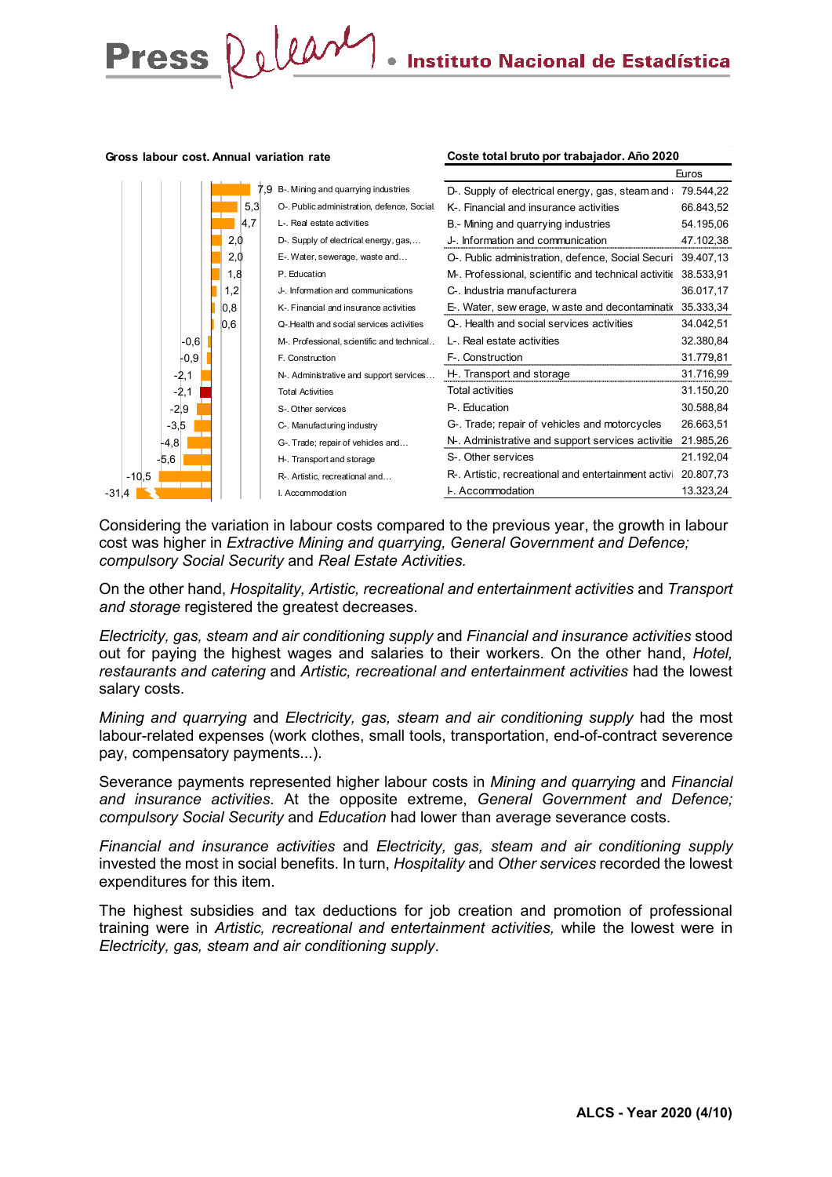**Gross labour cost. Annual variation rate**

| Activity | Variation rate |
|---|---|
| B-. Mining and quarrying industries | 7,9 |
| O-. Public administration, defence, Social | 5,3 |
| L-. Real estate activities | 4,7 |
| D-. Supply of electrical energy, gas,… | 2,0 |
| E-. Water, sewerage, waste and… | 2,0 |
| P. Education | 1,8 |
| J-. Information and communications | 1,2 |
| K-. Financial and insurance activities | 0,8 |
| Q-.Health and social services activities | 0,6 |
| M-. Professional, scientific and technical… | -0,6 |
| F. Construction | -0,9 |
| N-. Administrative and support services… | -2,1 |
| Total Activities | -2,1 |
| S-. Other services | -2,9 |
| C-. Manufacturing industry | -3,5 |
| G-. Trade; repair of vehicles and… | -4,8 |
| H-. Transport and storage | -5,6 |
| R-. Artistic, recreational and… | -10,5 |
| I. Accommodation | -31,4 |

**Coste total bruto por trabajador. Año 2020**

| | Euros |
|---|---|
| D-. Supply of electrical energy, gas, steam and a | 79.544,22 |
| K-. Financial and insurance activities | 66.843,52 |
| B.- Mining and quarrying industries | 54.195,06 |
| J-. Information and communication | 47.102,38 |
| O-. Public administration, defence, Social Securi | 39.407,13 |
| M-. Professional, scientific and technical activitie | 38.533,91 |
| C-. Industria manufacturera | 36.017,17 |
| E-. Water, sewerage, waste and decontaminatio | 35.333,34 |
| Q-. Health and social services activities | 34.042,51 |
| L-. Real estate activities | 32.380,84 |
| F-. Construction | 31.779,81 |
| H-. Transport and storage | 31.716,99 |
| Total activities | 31.150,20 |
| P-. Education | 30.588,84 |
| G-. Trade; repair of vehicles and motorcycles | 26.663,51 |
| N-. Administrative and support services activitie | 21.985,26 |
| S-. Other services | 21.192,04 |
| R-. Artistic, recreational and entertainment activi | 20.807,73 |
| I-. Accommodation | 13.323,24 |

Considering the variation in labour costs compared to the previous year, the growth in labour cost was higher in *Extractive Mining and quarrying, General Government and Defence; compulsory Social Security* and *Real Estate Activities.*

On the other hand, *Hospitality, Artistic, recreational and entertainment activities* and *Transport and storage* registered the greatest decreases.

*Electricity, gas, steam and air conditioning supply* and *Financial and insurance activities* stood out for paying the highest wages and salaries to their workers. On the other hand, *Hotel, restaurants and catering* and *Artistic, recreational and entertainment activities* had the lowest salary costs.

*Mining and quarrying* and *Electricity, gas, steam and air conditioning supply* had the most labour-related expenses (work clothes, small tools, transportation, end-of-contract severence pay, compensatory payments...).

Severance payments represented higher labour costs in *Mining and quarrying* and *Financial and insurance activities*. At the opposite extreme, *General Government and Defence; compulsory Social Security* and *Education* had lower than average severance costs.

*Financial and insurance activities* and *Electricity, gas, steam and air conditioning supply* invested the most in social benefits. In turn, *Hospitality* and *Other services* recorded the lowest expenditures for this item.

The highest subsidies and tax deductions for job creation and promotion of professional training were in *Artistic, recreational and entertainment activities,* while the lowest were in *Electricity, gas, steam and air conditioning supply*.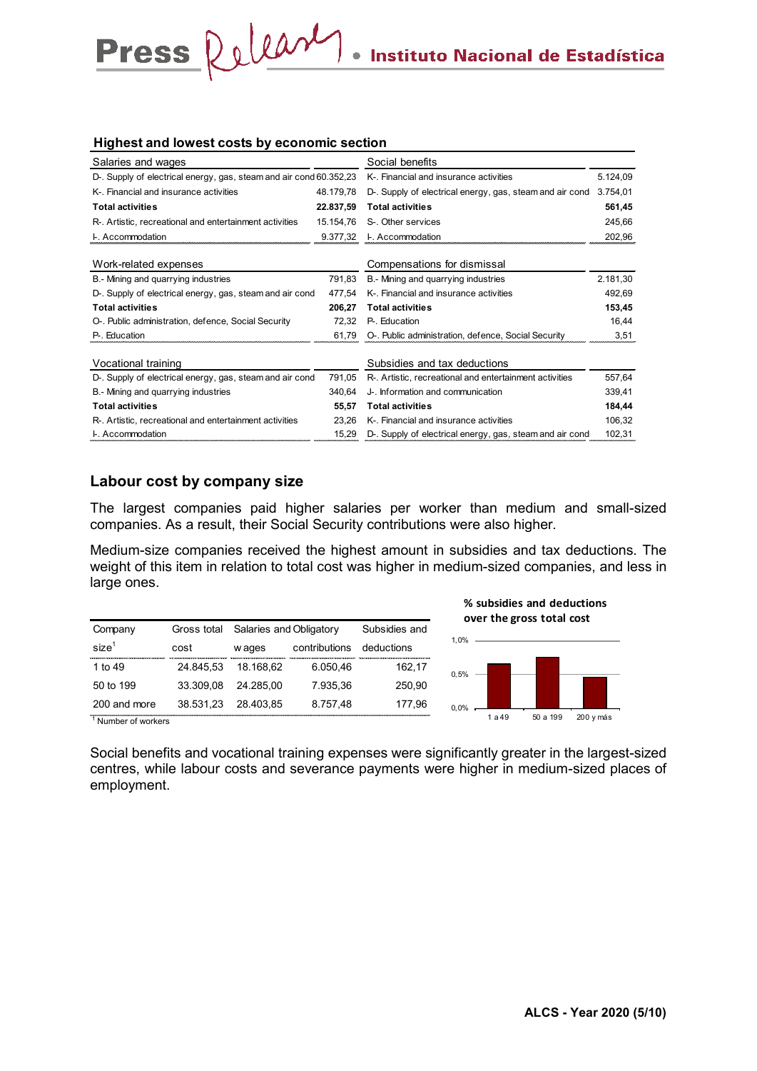### Highest and lowest costs by economic section

| Salaries and wages | | Social benefits | |
|---|---|---|---|
| D-. Supply of electrical energy, gas, steam and air cond | 60.352,23 | K-. Financial and insurance activities | 5.124,09 |
| K-. Financial and insurance activities | 48.179,78 | D-. Supply of electrical energy, gas, steam and air cond | 3.754,01 |
| **Total activities** | **22.837,59** | **Total activities** | **561,45** |
| R-. Artistic, recreational and entertainment activities | 15.154,76 | S-. Other services | 245,66 |
| I-. Accommodation | 9.377,32 | I-. Accommodation | 202,96 |

| Work-related expenses | | Compensations for dismissal | |
|---|---|---|---|
| B.- Mining and quarrying industries | 791,83 | B.- Mining and quarrying industries | 2.181,30 |
| D-. Supply of electrical energy, gas, steam and air cond | 477,54 | K-. Financial and insurance activities | 492,69 |
| **Total activities** | **206,27** | **Total activities** | **153,45** |
| O-. Public administration, defence, Social Security | 72,32 | P-. Education | 16,44 |
| P-. Education | 61,79 | O-. Public administration, defence, Social Security | 3,51 |

| Vocational training | | Subsidies and tax deductions | |
|---|---|---|---|
| D-. Supply of electrical energy, gas, steam and air cond | 791,05 | R-. Artistic, recreational and entertainment activities | 557,64 |
| B.- Mining and quarrying industries | 340,64 | J-. Information and communication | 339,41 |
| **Total activities** | **55,57** | **Total activities** | **184,44** |
| R-. Artistic, recreational and entertainment activities | 23,26 | K-. Financial and insurance activities | 106,32 |
| I-. Accommodation | 15,29 | D-. Supply of electrical energy, gas, steam and air cond | 102,31 |

## Labour cost by company size

The largest companies paid higher salaries per worker than medium and small-sized companies. As a result, their Social Security contributions were also higher.

Medium-size companies received the highest amount in subsidies and tax deductions. The weight of this item in relation to total cost was higher in medium-sized companies, and less in large ones.

| Company size[1] | Gross total cost | Salaries and wages | Obligatory contributions | Subsidies and deductions |
|---|---|---|---|---|
| 1 to 49 | 24.845,53 | 18.168,62 | 6.050,46 | 162,17 |
| 50 to 199 | 33.309,08 | 24.285,00 | 7.935,36 | 250,90 |
| 200 and more | 38.531,23 | 28.403,85 | 8.757,48 | 177,96 |

[1] Number of workers

**% subsidies and deductions over the gross total cost**

(Chart: 1 a 49, 50 a 199, 200 y más; axis 0,0% – 1,0%)

Social benefits and vocational training expenses were significantly greater in the largest-sized centres, while labour costs and severance payments were higher in medium-sized places of employment.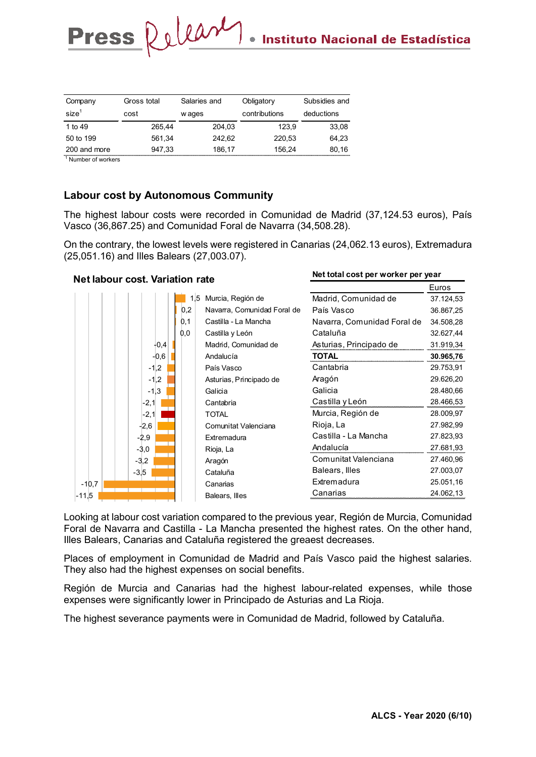| Company size[1] | Gross total cost | Salaries and wages | Obligatory contributions | Subsidies and deductions |
|---|---|---|---|---|
| 1 to 49 | 265,44 | 204,03 | 123,9 | 33,08 |
| 50 to 199 | 561,34 | 242,62 | 220,53 | 64,23 |
| 200 and more | 947,33 | 186,17 | 156,24 | 80,16 |

[1] Number of workers

## Labour cost by Autonomous Community

The highest labour costs were recorded in Comunidad de Madrid (37,124.53 euros), País Vasco (36,867.25) and Comunidad Foral de Navarra (34,508.28).

On the contrary, the lowest levels were registered in Canarias (24,062.13 euros), Extremadura (25,051.16) and Illes Balears (27,003.07).

**Net labour cost. Variation rate**

| Autonomous Community | Variation rate |
|---|---|
| Murcia, Región de | 1,5 |
| Navarra, Comunidad Foral de | 0,2 |
| Castilla - La Mancha | 0,1 |
| Castilla y León | 0,0 |
| Madrid, Comunidad de | -0,4 |
| Andalucía | -0,6 |
| País Vasco | -1,2 |
| Asturias, Principado de | -1,2 |
| Galicia | -1,3 |
| Cantabria | -2,1 |
| TOTAL | -2,1 |
| Comunitat Valenciana | -2,6 |
| Extremadura | -2,9 |
| Rioja, La | -3,0 |
| Aragón | -3,2 |
| Cataluña | -3,5 |
| Canarias | -10,7 |
| Balears, Illes | -11,5 |

**Net total cost per worker per year**

| | Euros |
|---|---|
| Madrid, Comunidad de | 37.124,53 |
| País Vasco | 36.867,25 |
| Navarra, Comunidad Foral de | 34.508,28 |
| Cataluña | 32.627,44 |
| Asturias, Principado de | 31.919,34 |
| **TOTAL** | **30.965,76** |
| Cantabria | 29.753,91 |
| Aragón | 29.626,20 |
| Galicia | 28.480,66 |
| Castilla y León | 28.466,53 |
| Murcia, Región de | 28.009,97 |
| Rioja, La | 27.982,99 |
| Castilla - La Mancha | 27.823,93 |
| Andalucía | 27.681,93 |
| Comunitat Valenciana | 27.460,96 |
| Balears, Illes | 27.003,07 |
| Extremadura | 25.051,16 |
| Canarias | 24.062,13 |

Looking at labour cost variation compared to the previous year, Región de Murcia, Comunidad Foral de Navarra and Castilla - La Mancha presented the highest rates. On the other hand, Illes Balears, Canarias and Cataluña registered the greaest decreases.

Places of employment in Comunidad de Madrid and País Vasco paid the highest salaries. They also had the highest expenses on social benefits.

Región de Murcia and Canarias had the highest labour-related expenses, while those expenses were significantly lower in Principado de Asturias and La Rioja.

The highest severance payments were in Comunidad de Madrid, followed by Cataluña.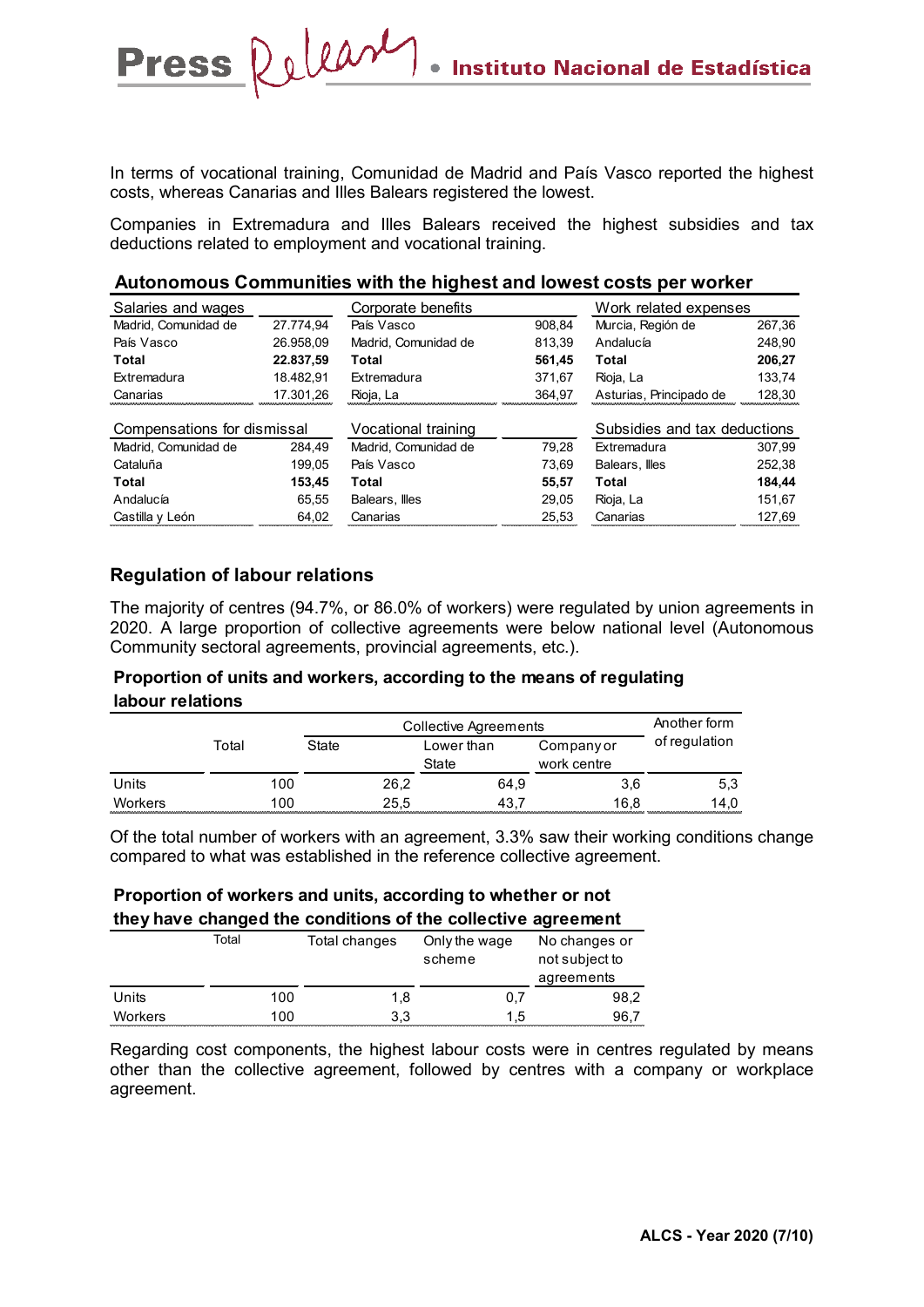In terms of vocational training, Comunidad de Madrid and País Vasco reported the highest costs, whereas Canarias and Illes Balears registered the lowest.

Companies in Extremadura and Illes Balears received the highest subsidies and tax deductions related to employment and vocational training.

### Autonomous Communities with the highest and lowest costs per worker

| Salaries and wages | | Corporate benefits | | Work related expenses | |
|---|---|---|---|---|---|
| Madrid, Comunidad de | 27.774,94 | País Vasco | 908,84 | Murcia, Región de | 267,36 |
| País Vasco | 26.958,09 | Madrid, Comunidad de | 813,39 | Andalucía | 248,90 |
| **Total** | **22.837,59** | **Total** | **561,45** | **Total** | **206,27** |
| Extremadura | 18.482,91 | Extremadura | 371,67 | Rioja, La | 133,74 |
| Canarias | 17.301,26 | Rioja, La | 364,97 | Asturias, Principado de | 128,30 |

| Compensations for dismissal | | Vocational training | | Subsidies and tax deductions | |
|---|---|---|---|---|---|
| Madrid, Comunidad de | 284,49 | Madrid, Comunidad de | 79,28 | Extremadura | 307,99 |
| Cataluña | 199,05 | País Vasco | 73,69 | Balears, Illes | 252,38 |
| **Total** | **153,45** | **Total** | **55,57** | **Total** | **184,44** |
| Andalucía | 65,55 | Balears, Illes | 29,05 | Rioja, La | 151,67 |
| Castilla y León | 64,02 | Canarias | 25,53 | Canarias | 127,69 |

## Regulation of labour relations

The majority of centres (94.7%, or 86.0% of workers) were regulated by union agreements in 2020. A large proportion of collective agreements were below national level (Autonomous Community sectoral agreements, provincial agreements, etc.).

### Proportion of units and workers, according to the means of regulating labour relations

| | Total | Collective Agreements | | | Another form of regulation |
|---|---|---|---|---|---|
| | | State | Lower than State | Company or work centre | |
| Units | 100 | 26,2 | 64,9 | 3,6 | 5,3 |
| Workers | 100 | 25,5 | 43,7 | 16,8 | 14,0 |

Of the total number of workers with an agreement, 3.3% saw their working conditions change compared to what was established in the reference collective agreement.

### Proportion of workers and units, according to whether or not they have changed the conditions of the collective agreement

| | Total | Total changes | Only the wage scheme | No changes or not subject to agreements |
|---|---|---|---|---|
| Units | 100 | 1,8 | 0,7 | 98,2 |
| Workers | 100 | 3,3 | 1,5 | 96,7 |

Regarding cost components, the highest labour costs were in centres regulated by means other than the collective agreement, followed by centres with a company or workplace agreement.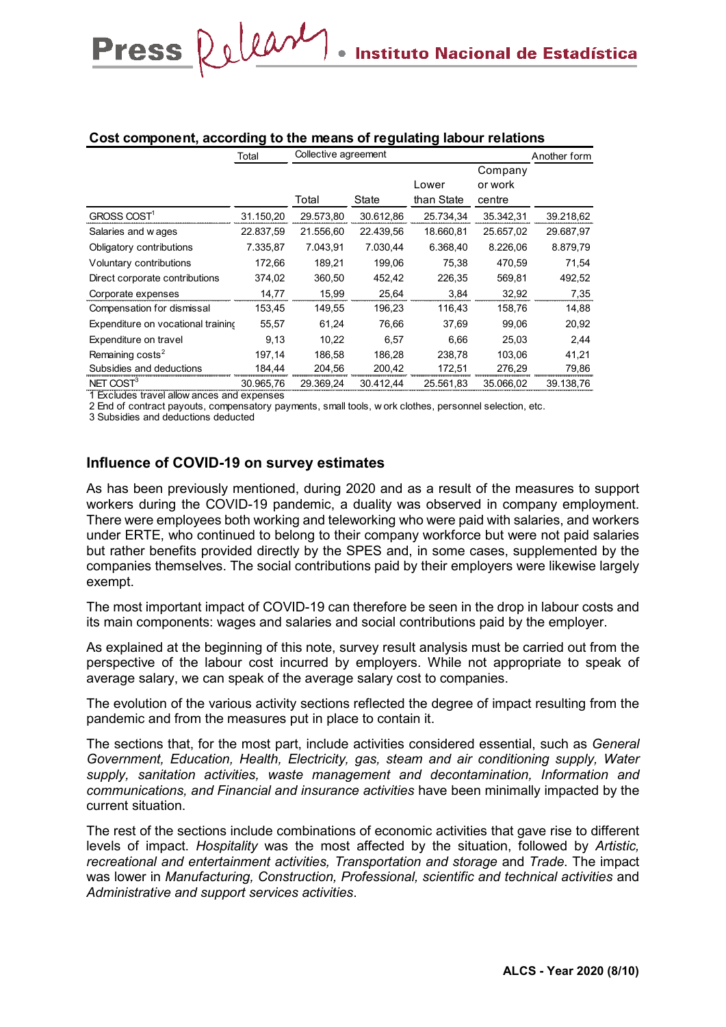**Cost component, according to the means of regulating labour relations**

| | Total | Collective agreement | | | | Another form |
|---|---|---|---|---|---|---|
| | | Total | State | Lower than State | Company or work centre | |
| GROSS COST[1] | 31.150,20 | 29.573,80 | 30.612,86 | 25.734,34 | 35.342,31 | 39.218,62 |
| Salaries and wages | 22.837,59 | 21.556,60 | 22.439,56 | 18.660,81 | 25.657,02 | 29.687,97 |
| Obligatory contributions | 7.335,87 | 7.043,91 | 7.030,44 | 6.368,40 | 8.226,06 | 8.879,79 |
| Voluntary contributions | 172,66 | 189,21 | 199,06 | 75,38 | 470,59 | 71,54 |
| Direct corporate contributions | 374,02 | 360,50 | 452,42 | 226,35 | 569,81 | 492,52 |
| Corporate expenses | 14,77 | 15,99 | 25,64 | 3,84 | 32,92 | 7,35 |
| Compensation for dismissal | 153,45 | 149,55 | 196,23 | 116,43 | 158,76 | 14,88 |
| Expenditure on vocational training | 55,57 | 61,24 | 76,66 | 37,69 | 99,06 | 20,92 |
| Expenditure on travel | 9,13 | 10,22 | 6,57 | 6,66 | 25,03 | 2,44 |
| Remaining costs[2] | 197,14 | 186,58 | 186,28 | 238,78 | 103,06 | 41,21 |
| Subsidies and deductions | 184,44 | 204,56 | 200,42 | 172,51 | 276,29 | 79,86 |
| NET COST[3] | 30.965,76 | 29.369,24 | 30.412,44 | 25.561,83 | 35.066,02 | 39.138,76 |

1 Excludes travel allowances and expenses
2 End of contract payouts, compensatory payments, small tools, work clothes, personnel selection, etc.
3 Subsidies and deductions deducted

## Influence of COVID-19 on survey estimates

As has been previously mentioned, during 2020 and as a result of the measures to support workers during the COVID-19 pandemic, a duality was observed in company employment. There were employees both working and teleworking who were paid with salaries, and workers under ERTE, who continued to belong to their company workforce but were not paid salaries but rather benefits provided directly by the SPES and, in some cases, supplemented by the companies themselves. The social contributions paid by their employers were likewise largely exempt.

The most important impact of COVID-19 can therefore be seen in the drop in labour costs and its main components: wages and salaries and social contributions paid by the employer.

As explained at the beginning of this note, survey result analysis must be carried out from the perspective of the labour cost incurred by employers. While not appropriate to speak of average salary, we can speak of the average salary cost to companies.

The evolution of the various activity sections reflected the degree of impact resulting from the pandemic and from the measures put in place to contain it.

The sections that, for the most part, include activities considered essential, such as *General Government, Education, Health, Electricity, gas, steam and air conditioning supply, Water supply, sanitation activities, waste management and decontamination, Information and communications, and Financial and insurance activities* have been minimally impacted by the current situation.

The rest of the sections include combinations of economic activities that gave rise to different levels of impact. *Hospitality* was the most affected by the situation, followed by *Artistic, recreational and entertainment activities, Transportation and storage* and *Trade*. The impact was lower in *Manufacturing, Construction, Professional, scientific and technical activities* and *Administrative and support services activities*.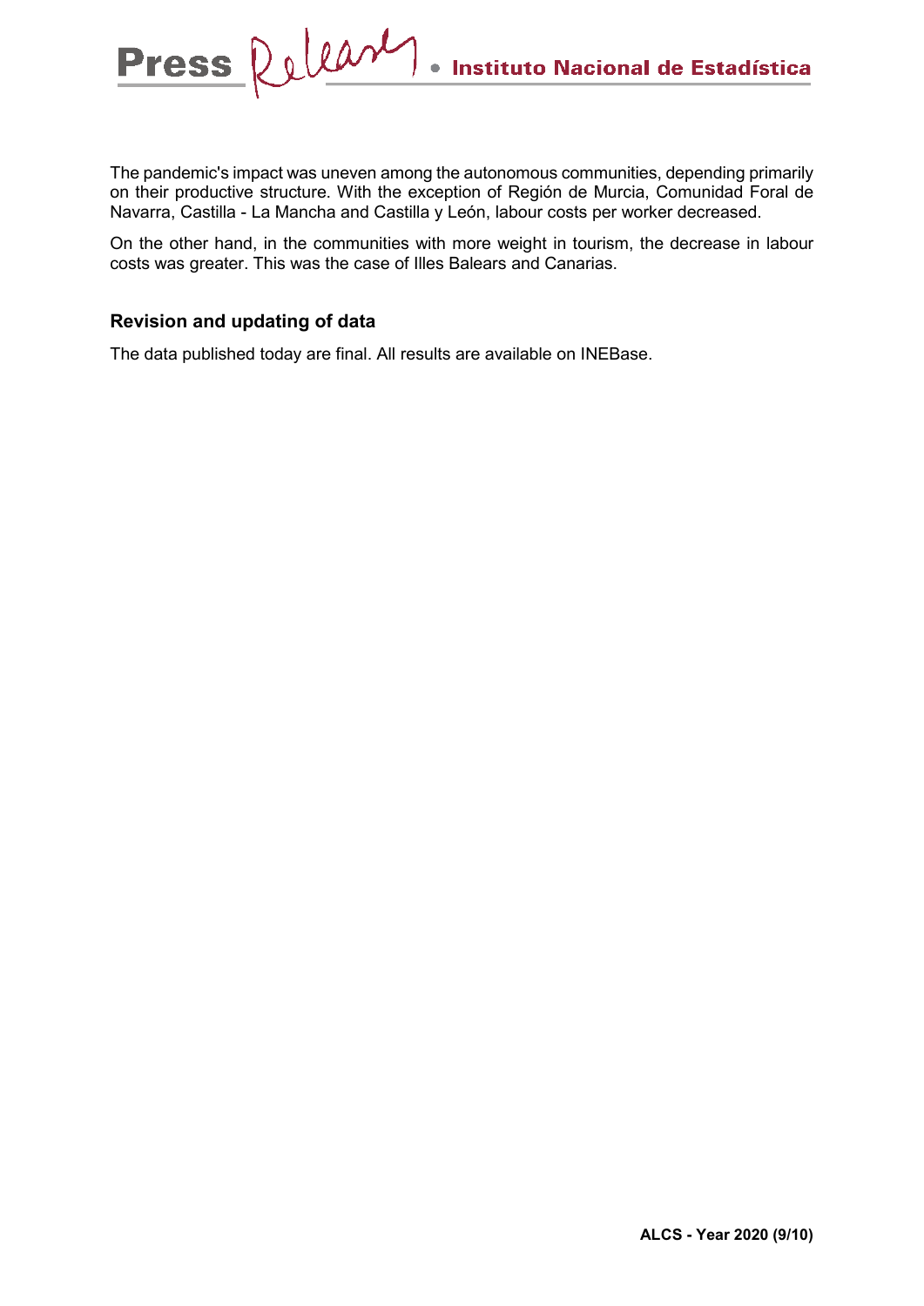The pandemic's impact was uneven among the autonomous communities, depending primarily on their productive structure. With the exception of Región de Murcia, Comunidad Foral de Navarra, Castilla - La Mancha and Castilla y León, labour costs per worker decreased.

On the other hand, in the communities with more weight in tourism, the decrease in labour costs was greater. This was the case of Illes Balears and Canarias.

## Revision and updating of data

The data published today are final. All results are available on INEBase.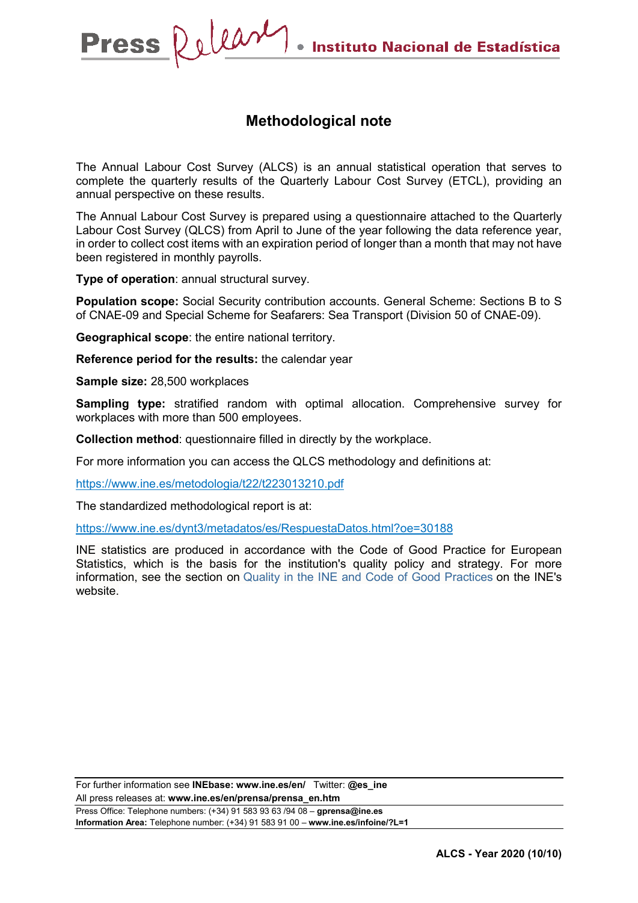## Methodological note

The Annual Labour Cost Survey (ALCS) is an annual statistical operation that serves to complete the quarterly results of the Quarterly Labour Cost Survey (ETCL), providing an annual perspective on these results.

The Annual Labour Cost Survey is prepared using a questionnaire attached to the Quarterly Labour Cost Survey (QLCS) from April to June of the year following the data reference year, in order to collect cost items with an expiration period of longer than a month that may not have been registered in monthly payrolls.

**Type of operation**: annual structural survey.

**Population scope:** Social Security contribution accounts. General Scheme: Sections B to S of CNAE-09 and Special Scheme for Seafarers: Sea Transport (Division 50 of CNAE-09).

**Geographical scope**: the entire national territory.

**Reference period for the results:** the calendar year

**Sample size:** 28,500 workplaces

**Sampling type:** stratified random with optimal allocation. Comprehensive survey for workplaces with more than 500 employees.

**Collection method**: questionnaire filled in directly by the workplace.

For more information you can access the QLCS methodology and definitions at:

https://www.ine.es/metodologia/t22/t223013210.pdf

The standardized methodological report is at:

https://www.ine.es/dynt3/metadatos/es/RespuestaDatos.html?oe=30188

INE statistics are produced in accordance with the Code of Good Practice for European Statistics, which is the basis for the institution's quality policy and strategy. For more information, see the section on Quality in the INE and Code of Good Practices on the INE's website.

For further information see **INEbase: www.ine.es/en/** Twitter: **@es_ine**
All press releases at: **www.ine.es/en/prensa/prensa_en.htm**
Press Office: Telephone numbers: (+34) 91 583 93 63 /94 08 – **gprensa@ine.es**
**Information Area:** Telephone number: (+34) 91 583 91 00 – **www.ine.es/infoine/?L=1**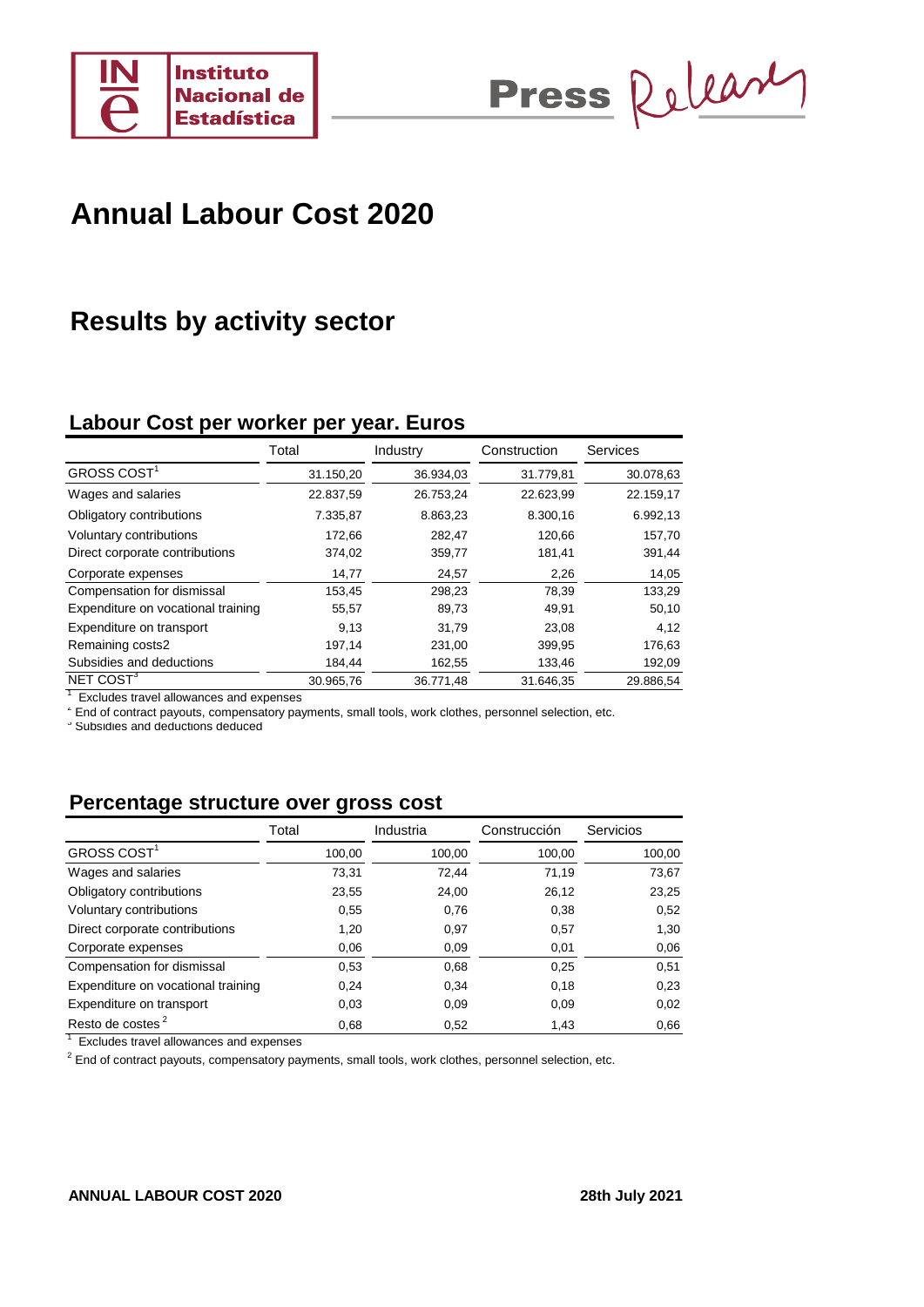# Annual Labour Cost 2020

## Results by activity sector

### Labour Cost per worker per year. Euros

| | Total | Industry | Construction | Services |
|---|---|---|---|---|
| GROSS COST[1] | 31.150,20 | 36.934,03 | 31.779,81 | 30.078,63 |
| Wages and salaries | 22.837,59 | 26.753,24 | 22.623,99 | 22.159,17 |
| Obligatory contributions | 7.335,87 | 8.863,23 | 8.300,16 | 6.992,13 |
| Voluntary contributions | 172,66 | 282,47 | 120,66 | 157,70 |
| Direct corporate contributions | 374,02 | 359,77 | 181,41 | 391,44 |
| Corporate expenses | 14,77 | 24,57 | 2,26 | 14,05 |
| Compensation for dismissal | 153,45 | 298,23 | 78,39 | 133,29 |
| Expenditure on vocational training | 55,57 | 89,73 | 49,91 | 50,10 |
| Expenditure on transport | 9,13 | 31,79 | 23,08 | 4,12 |
| Remaining costs2 | 197,14 | 231,00 | 399,95 | 176,63 |
| Subsidies and deductions | 184,44 | 162,55 | 133,46 | 192,09 |
| NET COST[3] | 30.965,76 | 36.771,48 | 31.646,35 | 29.886,54 |

[1] Excludes travel allowances and expenses

[2] End of contract payouts, compensatory payments, small tools, work clothes, personnel selection, etc.

[3] Subsidies and deductions deduced

### Percentage structure over gross cost

| | Total | Industria | Construcción | Servicios |
|---|---|---|---|---|
| GROSS COST[1] | 100,00 | 100,00 | 100,00 | 100,00 |
| Wages and salaries | 73,31 | 72,44 | 71,19 | 73,67 |
| Obligatory contributions | 23,55 | 24,00 | 26,12 | 23,25 |
| Voluntary contributions | 0,55 | 0,76 | 0,38 | 0,52 |
| Direct corporate contributions | 1,20 | 0,97 | 0,57 | 1,30 |
| Corporate expenses | 0,06 | 0,09 | 0,01 | 0,06 |
| Compensation for dismissal | 0,53 | 0,68 | 0,25 | 0,51 |
| Expenditure on vocational training | 0,24 | 0,34 | 0,18 | 0,23 |
| Expenditure on transport | 0,03 | 0,09 | 0,09 | 0,02 |
| Resto de costes[2] | 0,68 | 0,52 | 1,43 | 0,66 |

[1] Excludes travel allowances and expenses

[2] End of contract payouts, compensatory payments, small tools, work clothes, personnel selection, etc.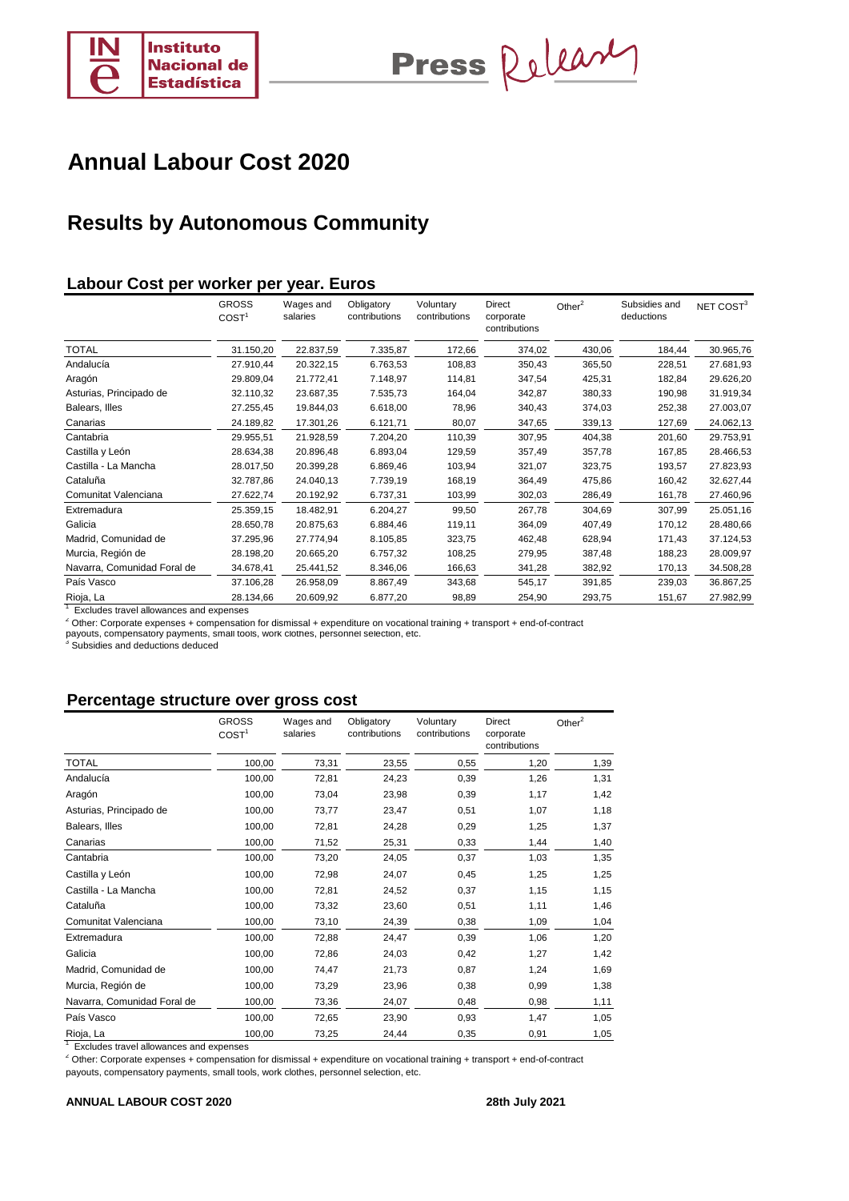# Annual Labour Cost 2020

## Results by Autonomous Community

### Labour Cost per worker per year. Euros

| | GROSS COST[1] | Wages and salaries | Obligatory contributions | Voluntary contributions | Direct corporate contributions | Other[2] | Subsidies and deductions | NET COST[3] |
|---|---|---|---|---|---|---|---|---|
| TOTAL | 31.150,20 | 22.837,59 | 7.335,87 | 172,66 | 374,02 | 430,06 | 184,44 | 30.965,76 |
| Andalucía | 27.910,44 | 20.322,15 | 6.763,53 | 108,83 | 350,43 | 365,50 | 228,51 | 27.681,93 |
| Aragón | 29.809,04 | 21.772,41 | 7.148,97 | 114,81 | 347,54 | 425,31 | 182,84 | 29.626,20 |
| Asturias, Principado de | 32.110,32 | 23.687,35 | 7.535,73 | 164,04 | 342,87 | 380,33 | 190,98 | 31.919,34 |
| Balears, Illes | 27.255,45 | 19.844,03 | 6.618,00 | 78,96 | 340,43 | 374,03 | 252,38 | 27.003,07 |
| Canarias | 24.189,82 | 17.301,26 | 6.121,71 | 80,07 | 347,65 | 339,13 | 127,69 | 24.062,13 |
| Cantabria | 29.955,51 | 21.928,59 | 7.204,20 | 110,39 | 307,95 | 404,38 | 201,60 | 29.753,91 |
| Castilla y León | 28.634,38 | 20.896,48 | 6.893,04 | 129,59 | 357,49 | 357,78 | 167,85 | 28.466,53 |
| Castilla - La Mancha | 28.017,50 | 20.399,28 | 6.869,46 | 103,94 | 321,07 | 323,75 | 193,57 | 27.823,93 |
| Cataluña | 32.787,86 | 24.040,13 | 7.739,19 | 168,19 | 364,49 | 475,86 | 160,42 | 32.627,44 |
| Comunitat Valenciana | 27.622,74 | 20.192,92 | 6.737,31 | 103,99 | 302,03 | 286,49 | 161,78 | 27.460,96 |
| Extremadura | 25.359,15 | 18.482,91 | 6.204,27 | 99,50 | 267,78 | 304,69 | 307,99 | 25.051,16 |
| Galicia | 28.650,78 | 20.875,63 | 6.884,46 | 119,11 | 364,09 | 407,49 | 170,12 | 28.480,66 |
| Madrid, Comunidad de | 37.295,96 | 27.774,94 | 8.105,85 | 323,75 | 462,48 | 628,94 | 171,43 | 37.124,53 |
| Murcia, Región de | 28.198,20 | 20.665,20 | 6.757,32 | 108,25 | 279,95 | 387,48 | 188,23 | 28.009,97 |
| Navarra, Comunidad Foral de | 34.678,41 | 25.441,52 | 8.346,06 | 166,63 | 341,28 | 382,92 | 170,13 | 34.508,28 |
| País Vasco | 37.106,28 | 26.958,09 | 8.867,49 | 343,68 | 545,17 | 391,85 | 239,03 | 36.867,25 |
| Rioja, La | 28.134,66 | 20.609,92 | 6.877,20 | 98,89 | 254,90 | 293,75 | 151,67 | 27.982,99 |

[1] Excludes travel allowances and expenses

[2] Other: Corporate expenses + compensation for dismissal + expenditure on vocational training + transport + end-of-contract payouts, compensatory payments, small tools, work clothes, personnel selection, etc.

[3] Subsidies and deductions deduced

### Percentage structure over gross cost

| | GROSS COST[1] | Wages and salaries | Obligatory contributions | Voluntary contributions | Direct corporate contributions | Other[2] |
|---|---|---|---|---|---|---|
| TOTAL | 100,00 | 73,31 | 23,55 | 0,55 | 1,20 | 1,39 |
| Andalucía | 100,00 | 72,81 | 24,23 | 0,39 | 1,26 | 1,31 |
| Aragón | 100,00 | 73,04 | 23,98 | 0,39 | 1,17 | 1,42 |
| Asturias, Principado de | 100,00 | 73,77 | 23,47 | 0,51 | 1,07 | 1,18 |
| Balears, Illes | 100,00 | 72,81 | 24,28 | 0,29 | 1,25 | 1,37 |
| Canarias | 100,00 | 71,52 | 25,31 | 0,33 | 1,44 | 1,40 |
| Cantabria | 100,00 | 73,20 | 24,05 | 0,37 | 1,03 | 1,35 |
| Castilla y León | 100,00 | 72,98 | 24,07 | 0,45 | 1,25 | 1,25 |
| Castilla - La Mancha | 100,00 | 72,81 | 24,52 | 0,37 | 1,15 | 1,15 |
| Cataluña | 100,00 | 73,32 | 23,60 | 0,51 | 1,11 | 1,46 |
| Comunitat Valenciana | 100,00 | 73,10 | 24,39 | 0,38 | 1,09 | 1,04 |
| Extremadura | 100,00 | 72,88 | 24,47 | 0,39 | 1,06 | 1,20 |
| Galicia | 100,00 | 72,86 | 24,03 | 0,42 | 1,27 | 1,42 |
| Madrid, Comunidad de | 100,00 | 74,47 | 21,73 | 0,87 | 1,24 | 1,69 |
| Murcia, Región de | 100,00 | 73,29 | 23,96 | 0,38 | 0,99 | 1,38 |
| Navarra, Comunidad Foral de | 100,00 | 73,36 | 24,07 | 0,48 | 0,98 | 1,11 |
| País Vasco | 100,00 | 72,65 | 23,90 | 0,93 | 1,47 | 1,05 |
| Rioja, La | 100,00 | 73,25 | 24,44 | 0,35 | 0,91 | 1,05 |

[1] Excludes travel allowances and expenses

[2] Other: Corporate expenses + compensation for dismissal + expenditure on vocational training + transport + end-of-contract payouts, compensatory payments, small tools, work clothes, personnel selection, etc.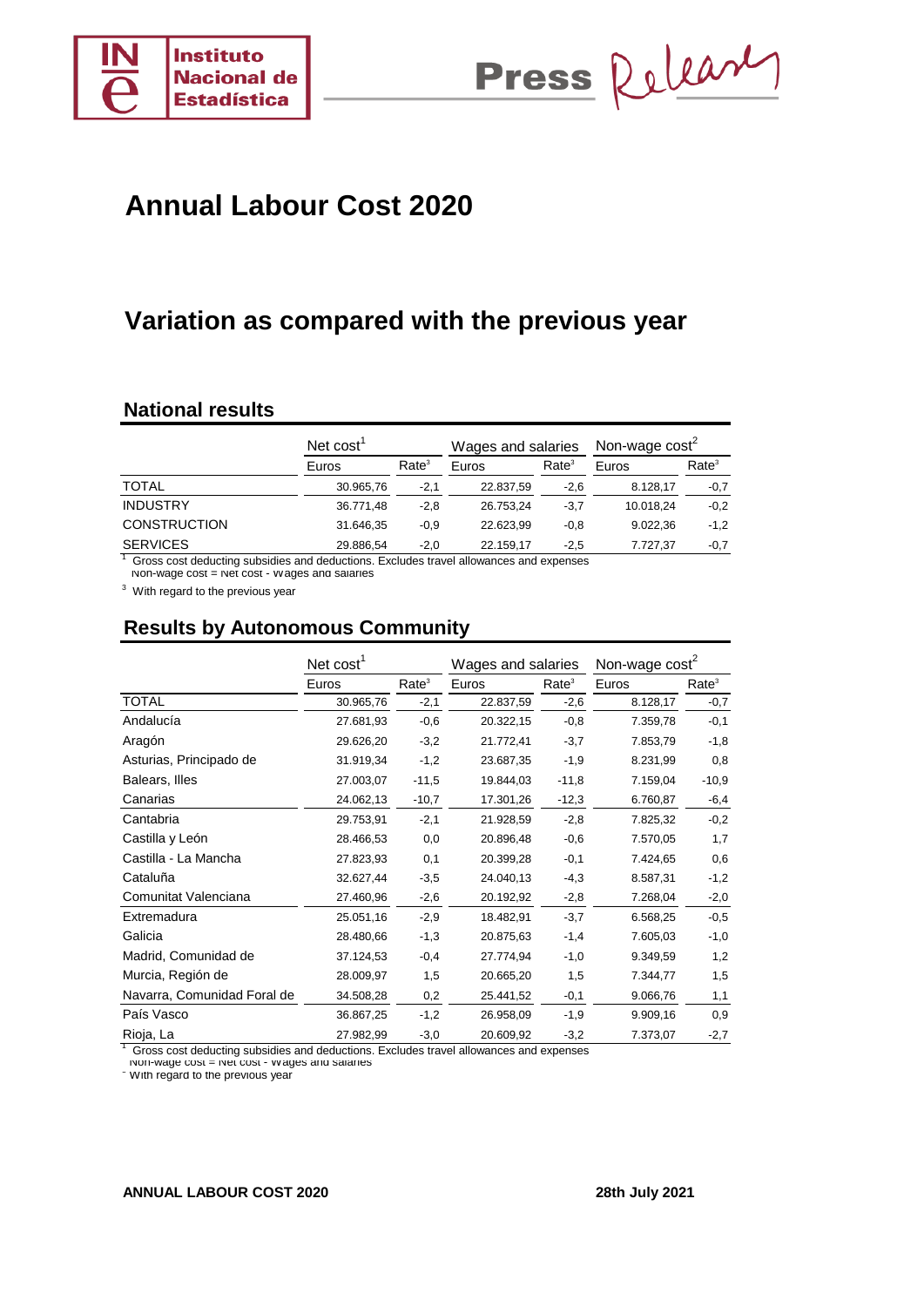# Annual Labour Cost 2020

## Variation as compared with the previous year

### National results

| | Net cost[1] | | Wages and salaries | | Non-wage cost[2] | |
|---|---|---|---|---|---|---|
| | Euros | Rate[3] | Euros | Rate[3] | Euros | Rate[3] |
| TOTAL | 30.965,76 | -2,1 | 22.837,59 | -2,6 | 8.128,17 | -0,7 |
| INDUSTRY | 36.771,48 | -2,8 | 26.753,24 | -3,7 | 10.018,24 | -0,2 |
| CONSTRUCTION | 31.646,35 | -0,9 | 22.623,99 | -0,8 | 9.022,36 | -1,2 |
| SERVICES | 29.886,54 | -2,0 | 22.159,17 | -2,5 | 7.727,37 | -0,7 |

[1] Gross cost deducting subsidies and deductions. Excludes travel allowances and expenses

[2] Non-wage cost = Net cost - Wages and salaries

[3] With regard to the previous year

### Results by Autonomous Community

| | Net cost[1] | | Wages and salaries | | Non-wage cost[2] | |
|---|---|---|---|---|---|---|
| | Euros | Rate[3] | Euros | Rate[3] | Euros | Rate[3] |
| TOTAL | 30.965,76 | -2,1 | 22.837,59 | -2,6 | 8.128,17 | -0,7 |
| Andalucía | 27.681,93 | -0,6 | 20.322,15 | -0,8 | 7.359,78 | -0,1 |
| Aragón | 29.626,20 | -3,2 | 21.772,41 | -3,7 | 7.853,79 | -1,8 |
| Asturias, Principado de | 31.919,34 | -1,2 | 23.687,35 | -1,9 | 8.231,99 | 0,8 |
| Balears, Illes | 27.003,07 | -11,5 | 19.844,03 | -11,8 | 7.159,04 | -10,9 |
| Canarias | 24.062,13 | -10,7 | 17.301,26 | -12,3 | 6.760,87 | -6,4 |
| Cantabria | 29.753,91 | -2,1 | 21.928,59 | -2,8 | 7.825,32 | -0,2 |
| Castilla y León | 28.466,53 | 0,0 | 20.896,48 | -0,6 | 7.570,05 | 1,7 |
| Castilla - La Mancha | 27.823,93 | 0,1 | 20.399,28 | -0,1 | 7.424,65 | 0,6 |
| Cataluña | 32.627,44 | -3,5 | 24.040,13 | -4,3 | 8.587,31 | -1,2 |
| Comunitat Valenciana | 27.460,96 | -2,6 | 20.192,92 | -2,8 | 7.268,04 | -2,0 |
| Extremadura | 25.051,16 | -2,9 | 18.482,91 | -3,7 | 6.568,25 | -0,5 |
| Galicia | 28.480,66 | -1,3 | 20.875,63 | -1,4 | 7.605,03 | -1,0 |
| Madrid, Comunidad de | 37.124,53 | -0,4 | 27.774,94 | -1,0 | 9.349,59 | 1,2 |
| Murcia, Región de | 28.009,97 | 1,5 | 20.665,20 | 1,5 | 7.344,77 | 1,5 |
| Navarra, Comunidad Foral de | 34.508,28 | 0,2 | 25.441,52 | -0,1 | 9.066,76 | 1,1 |
| País Vasco | 36.867,25 | -1,2 | 26.958,09 | -1,9 | 9.909,16 | 0,9 |
| Rioja, La | 27.982,99 | -3,0 | 20.609,92 | -3,2 | 7.373,07 | -2,7 |

[1] Gross cost deducting subsidies and deductions. Excludes travel allowances and expenses

[2] Non-wage cost = Net cost - Wages and salaries

[3] With regard to the previous year

**ANNUAL LABOUR COST 2020** **28th July 2021**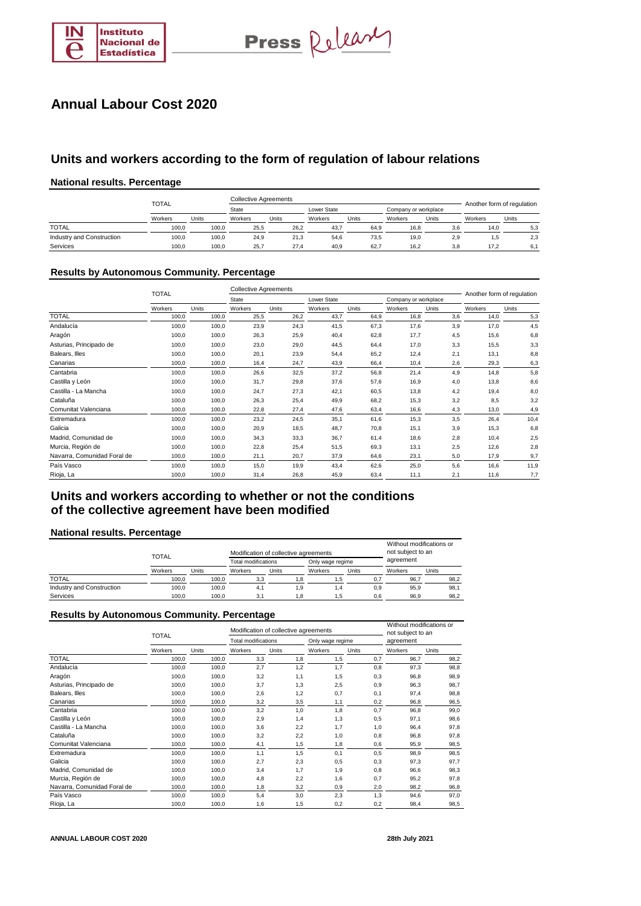# Annual Labour Cost 2020

## Units and workers according to the form of regulation of labour relations

### National results. Percentage

| | TOTAL | | Collective Agreements | | | | | | Another form of regulation | |
|---|---|---|---|---|---|---|---|---|---|---|
| | | | State | | Lower State | | Company or workplace | | | |
| | Workers | Units | Workers | Units | Workers | Units | Workers | Units | Workers | Units |
| TOTAL | 100,0 | 100,0 | 25,5 | 26,2 | 43,7 | 64,9 | 16,8 | 3,6 | 14,0 | 5,3 |
| Industry and Construction | 100,0 | 100,0 | 24,9 | 21,3 | 54,6 | 73,5 | 19,0 | 2,9 | 1,5 | 2,3 |
| Services | 100,0 | 100,0 | 25,7 | 27,4 | 40,9 | 62,7 | 16,2 | 3,8 | 17,2 | 6,1 |

### Results by Autonomous Community. Percentage

| | TOTAL | | Collective Agreements | | | | | | Another form of regulation | |
|---|---|---|---|---|---|---|---|---|---|---|
| | | | State | | Lower State | | Company or workplace | | | |
| | Workers | Units | Workers | Units | Workers | Units | Workers | Units | Workers | Units |
| TOTAL | 100,0 | 100,0 | 25,5 | 26,2 | 43,7 | 64,9 | 16,8 | 3,6 | 14,0 | 5,3 |
| Andalucía | 100,0 | 100,0 | 23,9 | 24,3 | 41,5 | 67,3 | 17,6 | 3,9 | 17,0 | 4,5 |
| Aragón | 100,0 | 100,0 | 26,3 | 25,9 | 40,4 | 62,8 | 17,7 | 4,5 | 15,6 | 6,8 |
| Asturias, Principado de | 100,0 | 100,0 | 23,0 | 29,0 | 44,5 | 64,4 | 17,0 | 3,3 | 15,5 | 3,3 |
| Balears, Illes | 100,0 | 100,0 | 20,1 | 23,9 | 54,4 | 65,2 | 12,4 | 2,1 | 13,1 | 8,8 |
| Canarias | 100,0 | 100,0 | 16,4 | 24,7 | 43,9 | 66,4 | 10,4 | 2,6 | 29,3 | 6,3 |
| Cantabria | 100,0 | 100,0 | 26,6 | 32,5 | 37,2 | 56,8 | 21,4 | 4,9 | 14,8 | 5,8 |
| Castilla y León | 100,0 | 100,0 | 31,7 | 29,8 | 37,6 | 57,6 | 16,9 | 4,0 | 13,8 | 8,6 |
| Castilla - La Mancha | 100,0 | 100,0 | 24,7 | 27,3 | 42,1 | 60,5 | 13,8 | 4,2 | 19,4 | 8,0 |
| Cataluña | 100,0 | 100,0 | 26,3 | 25,4 | 49,9 | 68,2 | 15,3 | 3,2 | 8,5 | 3,2 |
| Comunitat Valenciana | 100,0 | 100,0 | 22,8 | 27,4 | 47,6 | 63,4 | 16,6 | 4,3 | 13,0 | 4,9 |
| Extremadura | 100,0 | 100,0 | 23,2 | 24,5 | 35,1 | 61,6 | 15,3 | 3,5 | 26,4 | 10,4 |
| Galicia | 100,0 | 100,0 | 20,9 | 18,5 | 48,7 | 70,8 | 15,1 | 3,9 | 15,3 | 6,8 |
| Madrid, Comunidad de | 100,0 | 100,0 | 34,3 | 33,3 | 36,7 | 61,4 | 18,6 | 2,8 | 10,4 | 2,5 |
| Murcia, Región de | 100,0 | 100,0 | 22,8 | 25,4 | 51,5 | 69,3 | 13,1 | 2,5 | 12,6 | 2,8 |
| Navarra, Comunidad Foral de | 100,0 | 100,0 | 21,1 | 20,7 | 37,9 | 64,6 | 23,1 | 5,0 | 17,9 | 9,7 |
| País Vasco | 100,0 | 100,0 | 15,0 | 19,9 | 43,4 | 62,6 | 25,0 | 5,6 | 16,6 | 11,9 |
| Rioja, La | 100,0 | 100,0 | 31,4 | 26,8 | 45,9 | 63,4 | 11,1 | 2,1 | 11,6 | 7,7 |

## Units and workers according to whether or not the conditions of the collective agreement have been modified

### National results. Percentage

| | TOTAL | | Modification of collective agreements | | | | Without modifications or not subject to an agreement | |
|---|---|---|---|---|---|---|---|---|
| | | | Total modifications | | Only wage regime | | | |
| | Workers | Units | Workers | Units | Workers | Units | Workers | Units |
| TOTAL | 100,0 | 100,0 | 3,3 | 1,8 | 1,5 | 0,7 | 96,7 | 98,2 |
| Industry and Construction | 100,0 | 100,0 | 4,1 | 1,9 | 1,4 | 0,9 | 95,9 | 98,1 |
| Services | 100,0 | 100,0 | 3,1 | 1,8 | 1,5 | 0,6 | 96,9 | 98,2 |

### Results by Autonomous Community. Percentage

| | TOTAL | | Modification of collective agreements | | | | Without modifications or not subject to an agreement | |
|---|---|---|---|---|---|---|---|---|
| | | | Total modifications | | Only wage regime | | | |
| | Workers | Units | Workers | Units | Workers | Units | Workers | Units |
| TOTAL | 100,0 | 100,0 | 3,3 | 1,8 | 1,5 | 0,7 | 96,7 | 98,2 |
| Andalucía | 100,0 | 100,0 | 2,7 | 1,2 | 1,7 | 0,8 | 97,3 | 98,8 |
| Aragón | 100,0 | 100,0 | 3,2 | 1,1 | 1,5 | 0,3 | 96,8 | 98,9 |
| Asturias, Principado de | 100,0 | 100,0 | 3,7 | 1,3 | 2,5 | 0,9 | 96,3 | 98,7 |
| Balears, Illes | 100,0 | 100,0 | 2,6 | 1,2 | 0,7 | 0,1 | 97,4 | 98,8 |
| Canarias | 100,0 | 100,0 | 3,2 | 3,5 | 1,1 | 0,2 | 96,8 | 96,5 |
| Cantabria | 100,0 | 100,0 | 3,2 | 1,0 | 1,8 | 0,7 | 96,8 | 99,0 |
| Castilla y León | 100,0 | 100,0 | 2,9 | 1,4 | 1,3 | 0,5 | 97,1 | 98,6 |
| Castilla - La Mancha | 100,0 | 100,0 | 3,6 | 2,2 | 1,7 | 1,0 | 96,4 | 97,8 |
| Cataluña | 100,0 | 100,0 | 3,2 | 2,2 | 1,0 | 0,8 | 96,8 | 97,8 |
| Comunitat Valenciana | 100,0 | 100,0 | 4,1 | 1,5 | 1,8 | 0,6 | 95,9 | 98,5 |
| Extremadura | 100,0 | 100,0 | 1,1 | 1,5 | 0,1 | 0,5 | 98,9 | 98,5 |
| Galicia | 100,0 | 100,0 | 2,7 | 2,3 | 0,5 | 0,3 | 97,3 | 97,7 |
| Madrid, Comunidad de | 100,0 | 100,0 | 3,4 | 1,7 | 1,9 | 0,8 | 96,6 | 98,3 |
| Murcia, Región de | 100,0 | 100,0 | 4,8 | 2,2 | 1,6 | 0,7 | 95,2 | 97,8 |
| Navarra, Comunidad Foral de | 100,0 | 100,0 | 1,8 | 3,2 | 0,9 | 2,0 | 98,2 | 96,8 |
| País Vasco | 100,0 | 100,0 | 5,4 | 3,0 | 2,3 | 1,3 | 94,6 | 97,0 |
| Rioja, La | 100,0 | 100,0 | 1,6 | 1,5 | 0,2 | 0,2 | 98,4 | 98,5 |